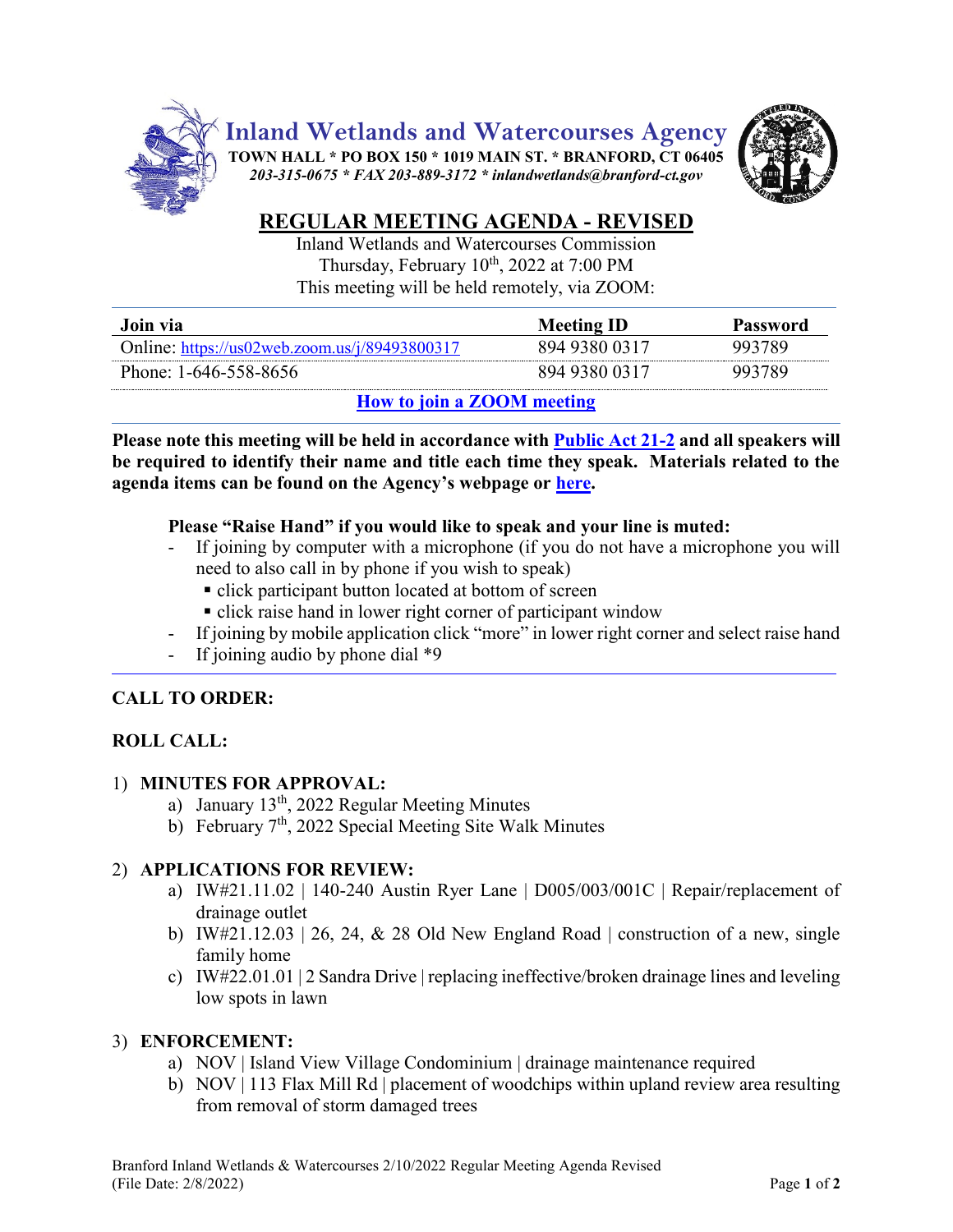# Inland Wetlands and Watercourses Agency

**TOWN HALL * PO BOX 150 * 1019 MAIN ST. * BRANFORD, CT 06405**

*203-315-0675 * FAX 203-889-3172 * inlandwetlands@branford-ct.gov*

## REGULAR MEETING AGENDA - REVISED

Inland Wetlands and Watercourses Commission
Thursday, February 10th, 2022 at 7:00 PM
This meeting will be held remotely, via ZOOM:

| Join via | Meeting ID | Password |
|---|---|---|
| Online: https://us02web.zoom.us/j/89493800317 | 894 9380 0317 | 993789 |
| Phone: 1-646-558-8656 | 894 9380 0317 | 993789 |

**How to join a ZOOM meeting**

**Please note this meeting will be held in accordance with Public Act 21-2 and all speakers will be required to identify their name and title each time they speak. Materials related to the agenda items can be found on the Agency's webpage or here.**

**Please "Raise Hand" if you would like to speak and your line is muted:**

- If joining by computer with a microphone (if you do not have a microphone you will need to also call in by phone if you wish to speak)
  - click participant button located at bottom of screen
  - click raise hand in lower right corner of participant window
- If joining by mobile application click "more" in lower right corner and select raise hand
- If joining audio by phone dial *9

**CALL TO ORDER:**

**ROLL CALL:**

1) **MINUTES FOR APPROVAL:**
   a) January 13th, 2022 Regular Meeting Minutes
   b) February 7th, 2022 Special Meeting Site Walk Minutes

2) **APPLICATIONS FOR REVIEW:**
   a) IW#21.11.02 | 140-240 Austin Ryer Lane | D005/003/001C | Repair/replacement of drainage outlet
   b) IW#21.12.03 | 26, 24, & 28 Old New England Road | construction of a new, single family home
   c) IW#22.01.01 | 2 Sandra Drive | replacing ineffective/broken drainage lines and leveling low spots in lawn

3) **ENFORCEMENT:**
   a) NOV | Island View Village Condominium | drainage maintenance required
   b) NOV | 113 Flax Mill Rd | placement of woodchips within upland review area resulting from removal of storm damaged trees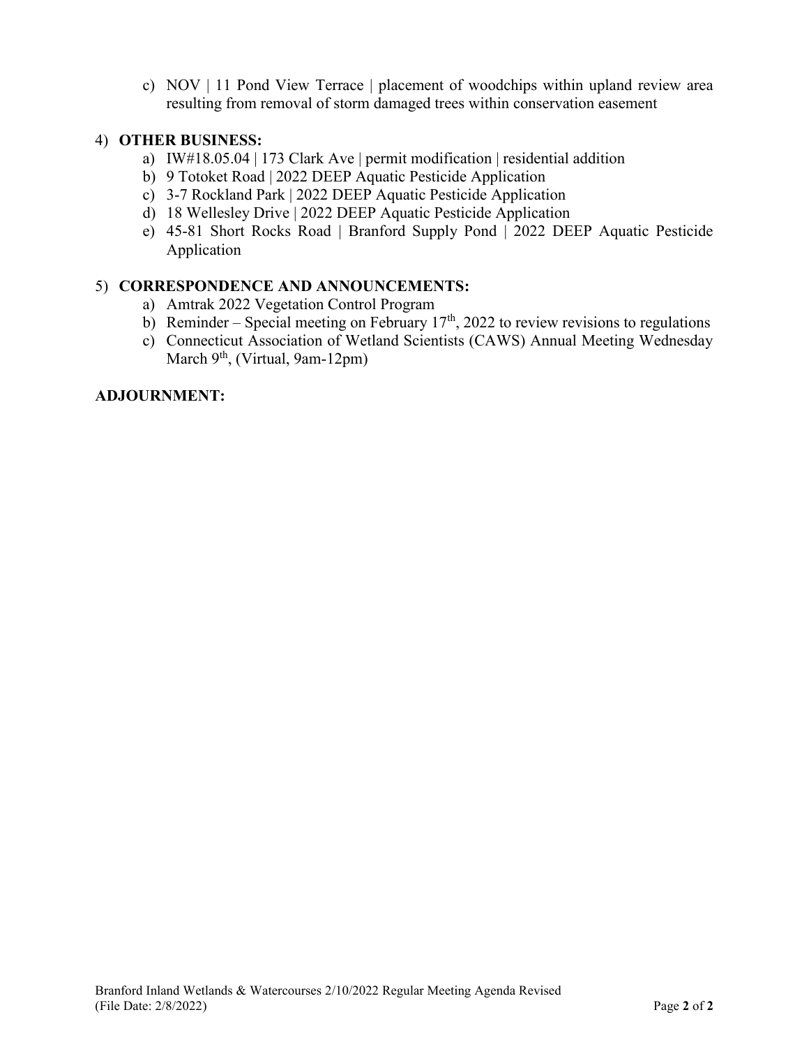c) NOV | 11 Pond View Terrace | placement of woodchips within upland review area resulting from removal of storm damaged trees within conservation easement

4) **OTHER BUSINESS:**
   a) IW#18.05.04 | 173 Clark Ave | permit modification | residential addition
   b) 9 Totoket Road | 2022 DEEP Aquatic Pesticide Application
   c) 3-7 Rockland Park | 2022 DEEP Aquatic Pesticide Application
   d) 18 Wellesley Drive | 2022 DEEP Aquatic Pesticide Application
   e) 45-81 Short Rocks Road | Branford Supply Pond | 2022 DEEP Aquatic Pesticide Application

5) **CORRESPONDENCE AND ANNOUNCEMENTS:**
   a) Amtrak 2022 Vegetation Control Program
   b) Reminder – Special meeting on February 17th, 2022 to review revisions to regulations
   c) Connecticut Association of Wetland Scientists (CAWS) Annual Meeting Wednesday March 9th, (Virtual, 9am-12pm)

**ADJOURNMENT:**